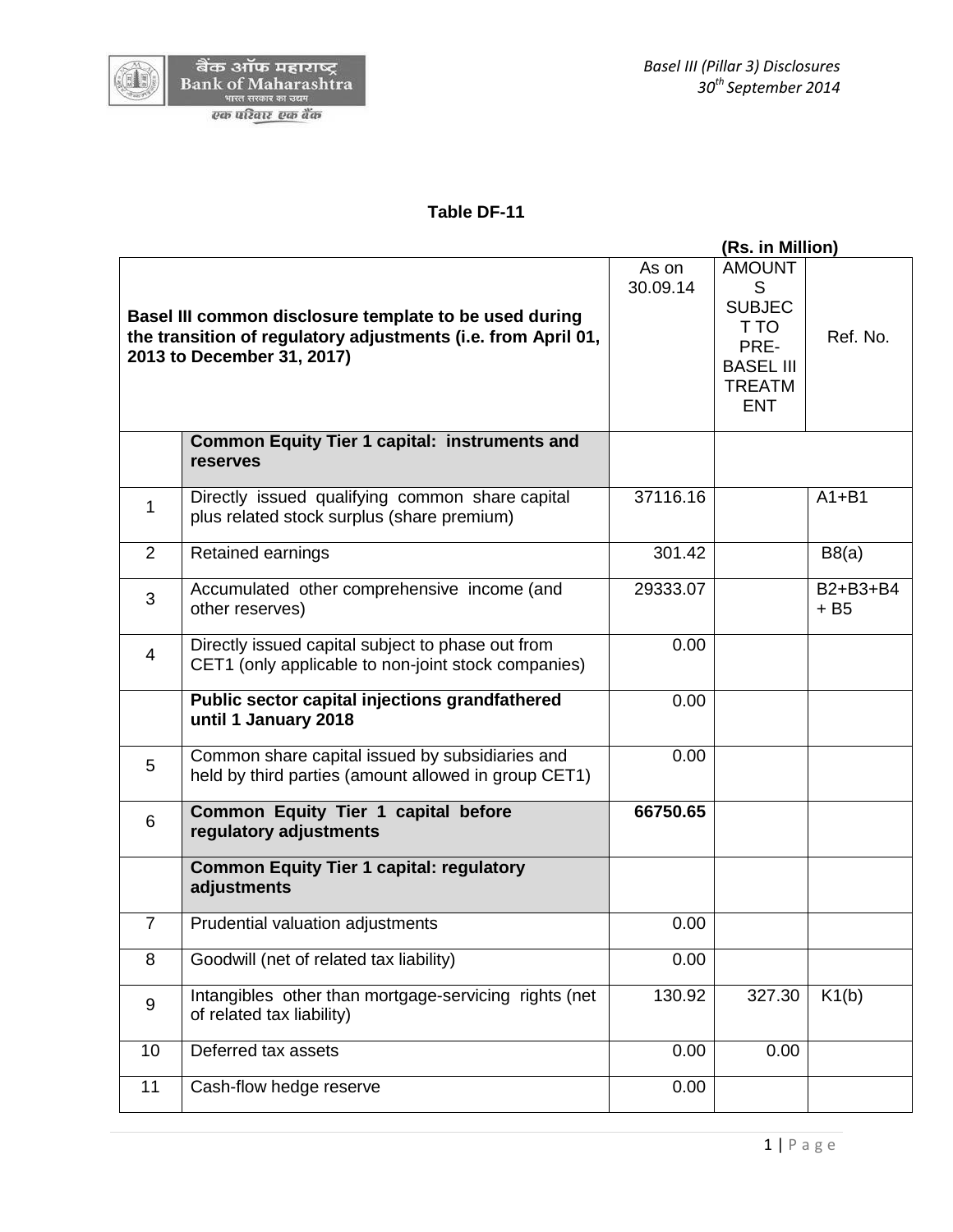**Table DF-11**

(Rs. in Million)

| | Basel III common disclosure template to be used during the transition of regulatory adjustments (i.e. from April 01, 2013 to December 31, 2017) | As on 30.09.14 | AMOUNTS SUBJECT TO PRE-BASEL III TREATMENT | Ref. No. |
|---|---|---|---|---|
| | **Common Equity Tier 1 capital: instruments and reserves** | | | |
| 1 | Directly issued qualifying common share capital plus related stock surplus (share premium) | 37116.16 | | A1+B1 |
| 2 | Retained earnings | 301.42 | | B8(a) |
| 3 | Accumulated other comprehensive income (and other reserves) | 29333.07 | | B2+B3+B4 + B5 |
| 4 | Directly issued capital subject to phase out from CET1 (only applicable to non-joint stock companies) | 0.00 | | |
| | **Public sector capital injections grandfathered until 1 January 2018** | 0.00 | | |
| 5 | Common share capital issued by subsidiaries and held by third parties (amount allowed in group CET1) | 0.00 | | |
| 6 | **Common Equity Tier 1 capital before regulatory adjustments** | **66750.65** | | |
| | **Common Equity Tier 1 capital: regulatory adjustments** | | | |
| 7 | Prudential valuation adjustments | 0.00 | | |
| 8 | Goodwill (net of related tax liability) | 0.00 | | |
| 9 | Intangibles other than mortgage-servicing rights (net of related tax liability) | 130.92 | 327.30 | K1(b) |
| 10 | Deferred tax assets | 0.00 | 0.00 | |
| 11 | Cash-flow hedge reserve | 0.00 | | |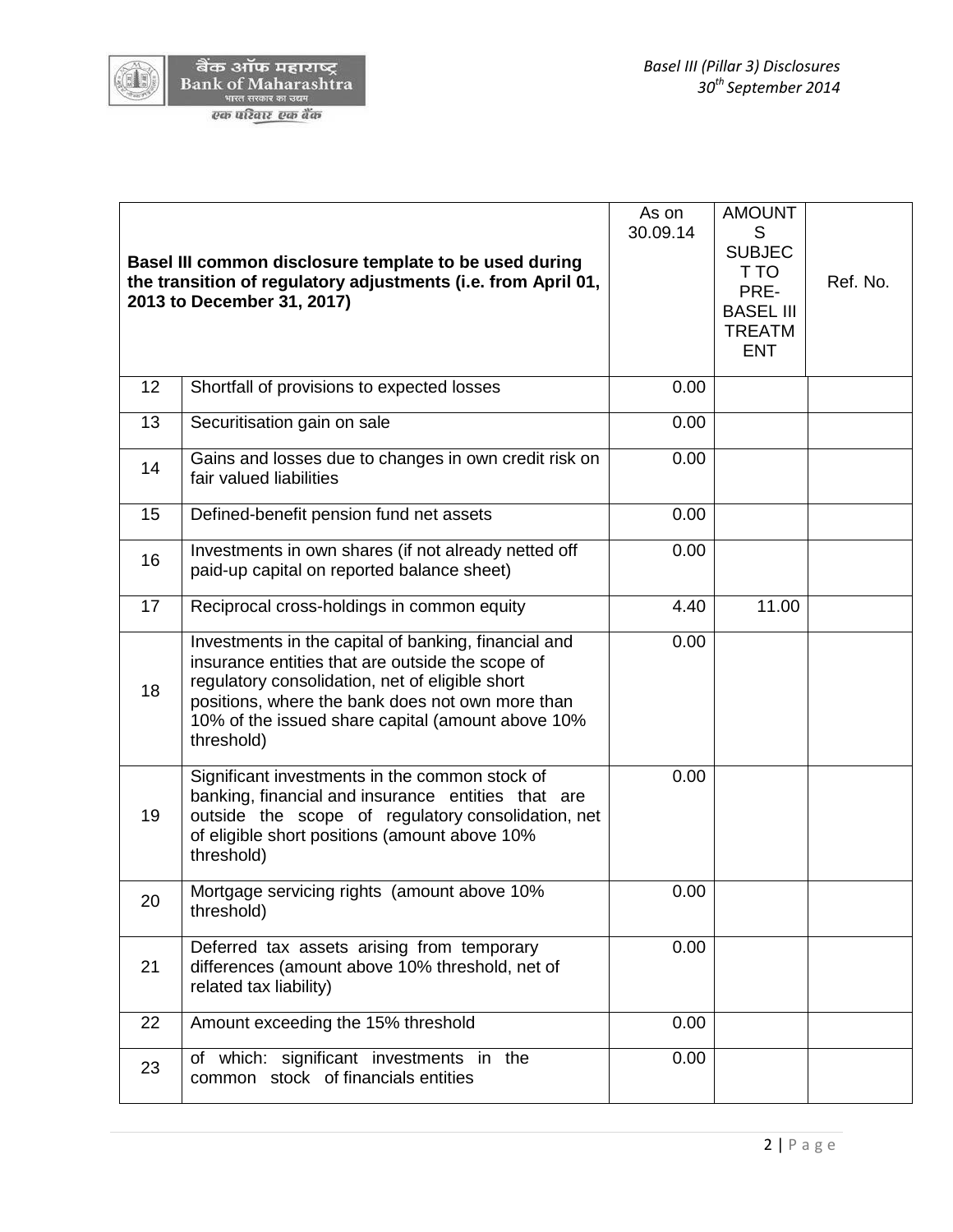| Basel III common disclosure template to be used during the transition of regulatory adjustments (i.e. from April 01, 2013 to December 31, 2017) | | As on 30.09.14 | AMOUNTS SUBJECT TO PRE-BASEL III TREATMENT | Ref. No. |
|---|---|---|---|---|
| 12 | Shortfall of provisions to expected losses | 0.00 | | |
| 13 | Securitisation gain on sale | 0.00 | | |
| 14 | Gains and losses due to changes in own credit risk on fair valued liabilities | 0.00 | | |
| 15 | Defined-benefit pension fund net assets | 0.00 | | |
| 16 | Investments in own shares (if not already netted off paid-up capital on reported balance sheet) | 0.00 | | |
| 17 | Reciprocal cross-holdings in common equity | 4.40 | 11.00 | |
| 18 | Investments in the capital of banking, financial and insurance entities that are outside the scope of regulatory consolidation, net of eligible short positions, where the bank does not own more than 10% of the issued share capital (amount above 10% threshold) | 0.00 | | |
| 19 | Significant investments in the common stock of banking, financial and insurance entities that are outside the scope of regulatory consolidation, net of eligible short positions (amount above 10% threshold) | 0.00 | | |
| 20 | Mortgage servicing rights (amount above 10% threshold) | 0.00 | | |
| 21 | Deferred tax assets arising from temporary differences (amount above 10% threshold, net of related tax liability) | 0.00 | | |
| 22 | Amount exceeding the 15% threshold | 0.00 | | |
| 23 | of which: significant investments in the common stock of financials entities | 0.00 | | |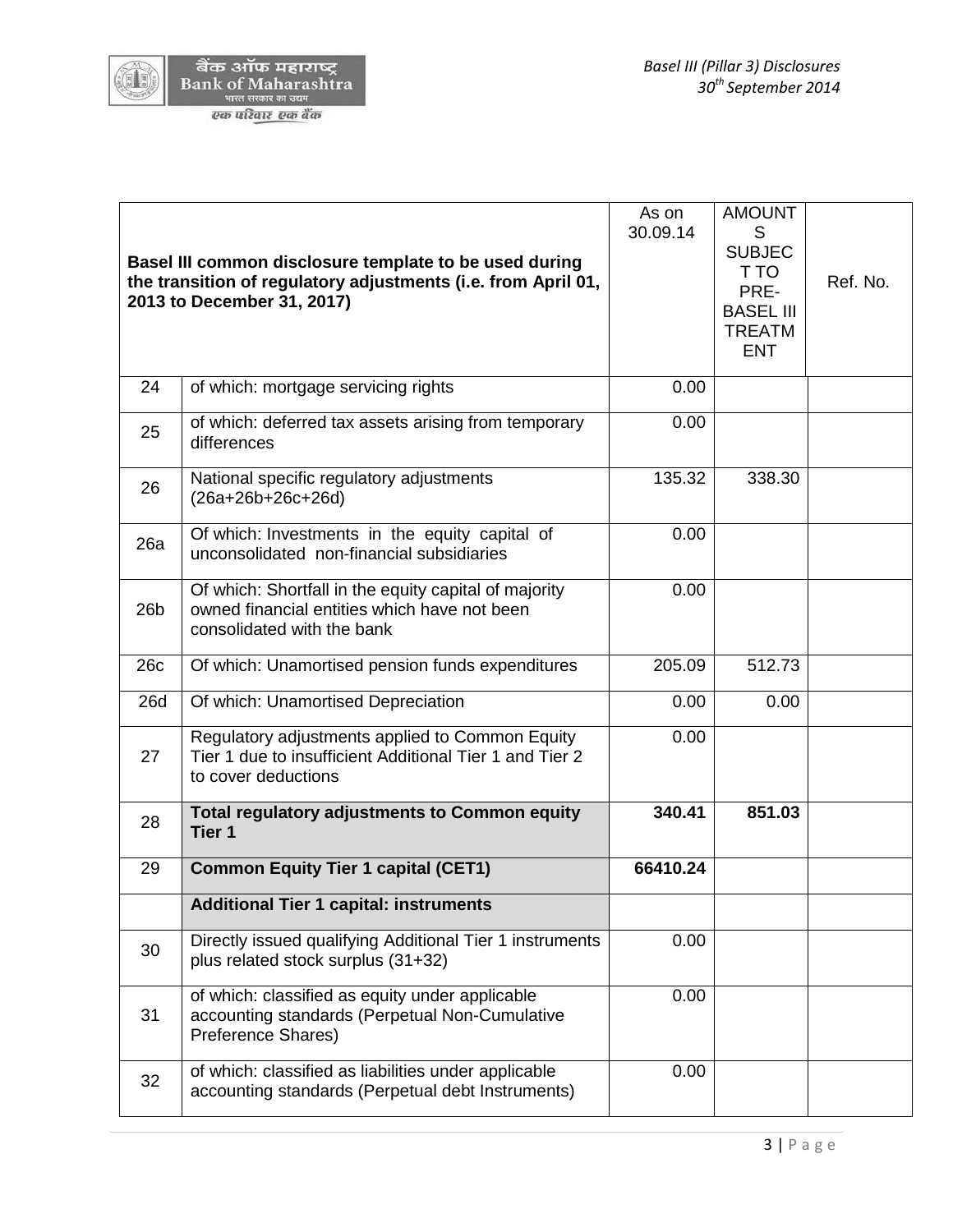| | Basel III common disclosure template to be used during the transition of regulatory adjustments (i.e. from April 01, 2013 to December 31, 2017) | As on 30.09.14 | AMOUNTS SUBJECT TO PRE-BASEL III TREATMENT | Ref. No. |
|---|---|---|---|---|
| 24 | of which: mortgage servicing rights | 0.00 | | |
| 25 | of which: deferred tax assets arising from temporary differences | 0.00 | | |
| 26 | National specific regulatory adjustments (26a+26b+26c+26d) | 135.32 | 338.30 | |
| 26a | Of which: Investments in the equity capital of unconsolidated non-financial subsidiaries | 0.00 | | |
| 26b | Of which: Shortfall in the equity capital of majority owned financial entities which have not been consolidated with the bank | 0.00 | | |
| 26c | Of which: Unamortised pension funds expenditures | 205.09 | 512.73 | |
| 26d | Of which: Unamortised Depreciation | 0.00 | 0.00 | |
| 27 | Regulatory adjustments applied to Common Equity Tier 1 due to insufficient Additional Tier 1 and Tier 2 to cover deductions | 0.00 | | |
| 28 | **Total regulatory adjustments to Common equity Tier 1** | **340.41** | **851.03** | |
| 29 | **Common Equity Tier 1 capital (CET1)** | **66410.24** | | |
| | **Additional Tier 1 capital: instruments** | | | |
| 30 | Directly issued qualifying Additional Tier 1 instruments plus related stock surplus (31+32) | 0.00 | | |
| 31 | of which: classified as equity under applicable accounting standards (Perpetual Non-Cumulative Preference Shares) | 0.00 | | |
| 32 | of which: classified as liabilities under applicable accounting standards (Perpetual debt Instruments) | 0.00 | | |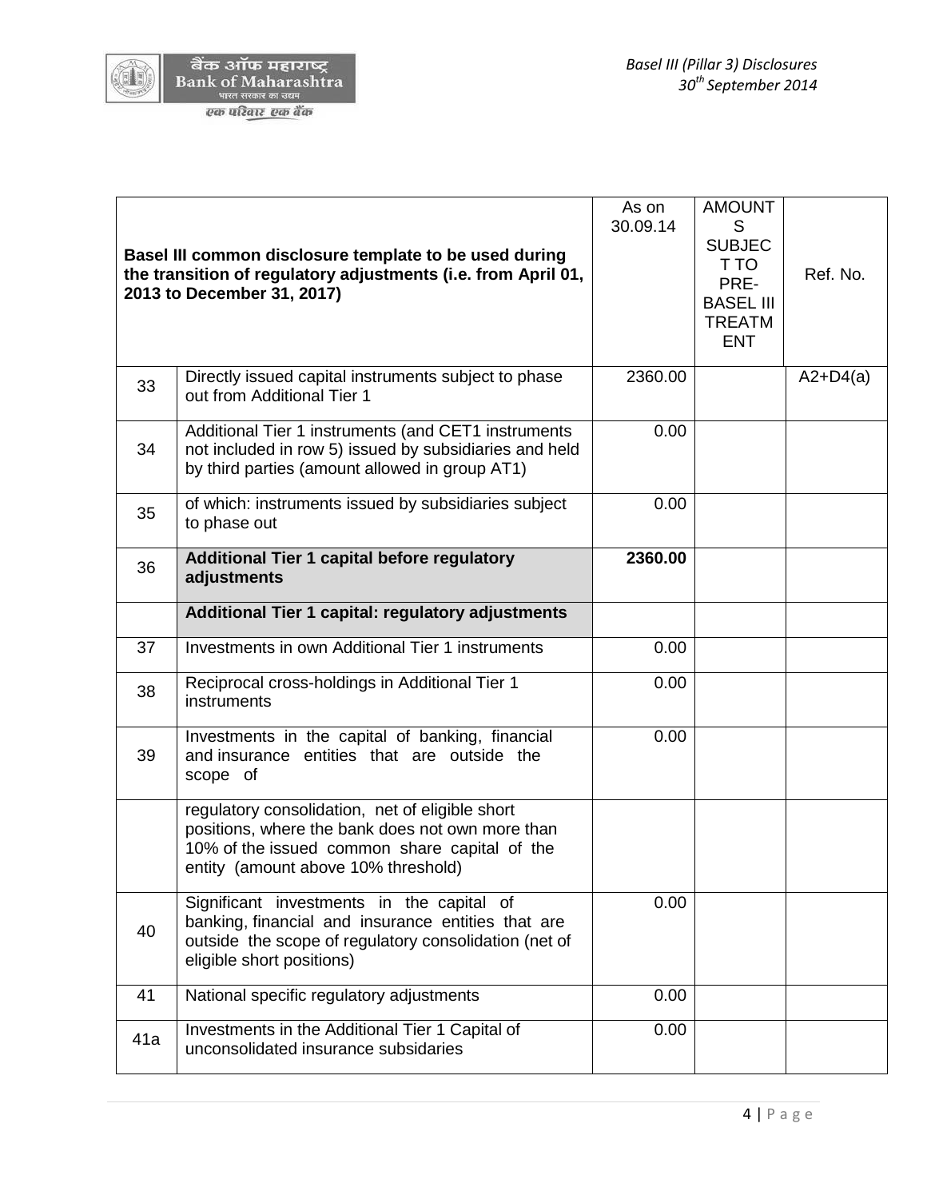| | Basel III common disclosure template to be used during the transition of regulatory adjustments (i.e. from April 01, 2013 to December 31, 2017) | As on 30.09.14 | AMOUNTS SUBJECT TO PRE-BASEL III TREATMENT | Ref. No. |
|---|---|---|---|---|
| 33 | Directly issued capital instruments subject to phase out from Additional Tier 1 | 2360.00 | | A2+D4(a) |
| 34 | Additional Tier 1 instruments (and CET1 instruments not included in row 5) issued by subsidiaries and held by third parties (amount allowed in group AT1) | 0.00 | | |
| 35 | of which: instruments issued by subsidiaries subject to phase out | 0.00 | | |
| 36 | **Additional Tier 1 capital before regulatory adjustments** | **2360.00** | | |
| | **Additional Tier 1 capital: regulatory adjustments** | | | |
| 37 | Investments in own Additional Tier 1 instruments | 0.00 | | |
| 38 | Reciprocal cross-holdings in Additional Tier 1 instruments | 0.00 | | |
| 39 | Investments in the capital of banking, financial and insurance entities that are outside the scope of | 0.00 | | |
| | regulatory consolidation, net of eligible short positions, where the bank does not own more than 10% of the issued common share capital of the entity (amount above 10% threshold) | | | |
| 40 | Significant investments in the capital of banking, financial and insurance entities that are outside the scope of regulatory consolidation (net of eligible short positions) | 0.00 | | |
| 41 | National specific regulatory adjustments | 0.00 | | |
| 41a | Investments in the Additional Tier 1 Capital of unconsolidated insurance subsidaries | 0.00 | | |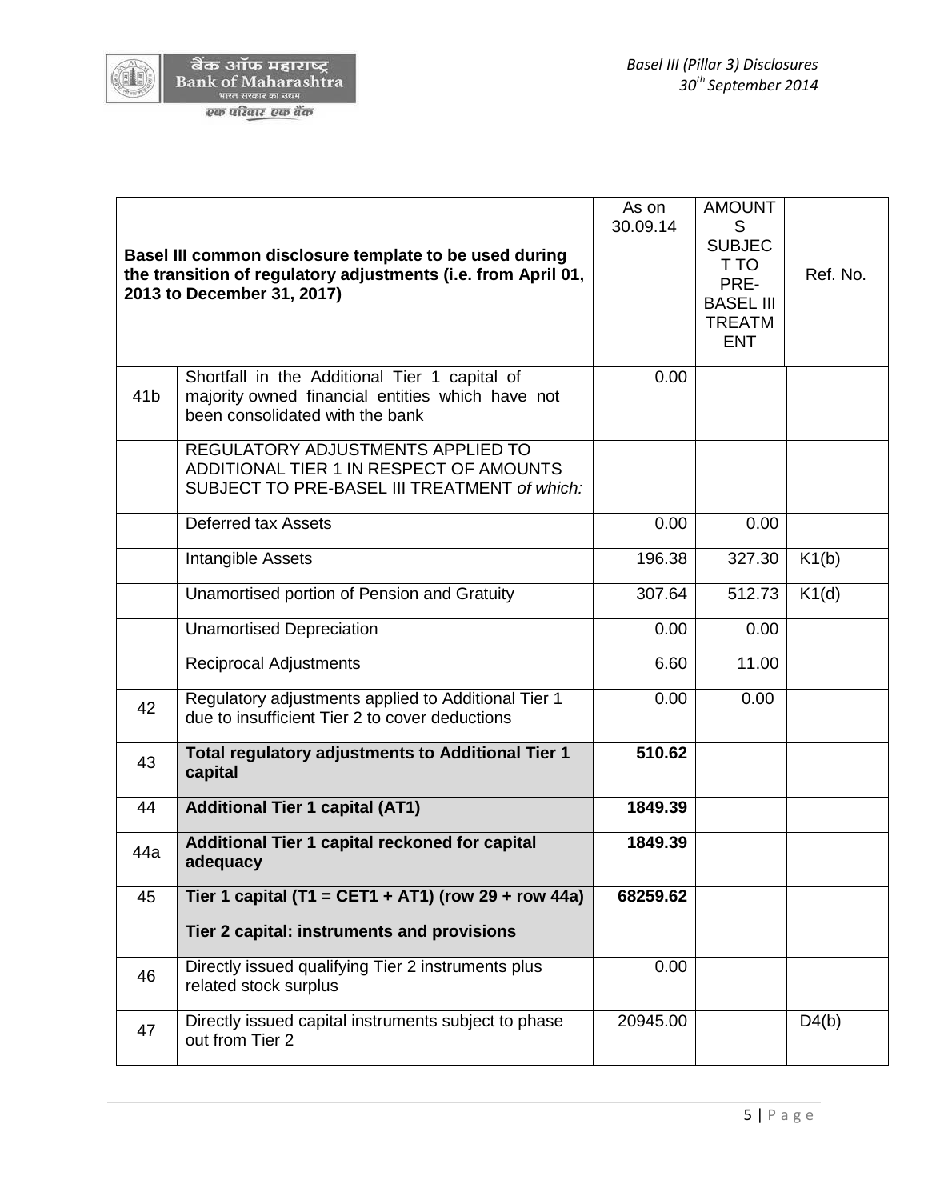| Basel III common disclosure template to be used during the transition of regulatory adjustments (i.e. from April 01, 2013 to December 31, 2017) | | As on 30.09.14 | AMOUNTS SUBJECT TO PRE-BASEL III TREATMENT | Ref. No. |
|---|---|---|---|---|
| 41b | Shortfall in the Additional Tier 1 capital of majority owned financial entities which have not been consolidated with the bank | 0.00 | | |
| | REGULATORY ADJUSTMENTS APPLIED TO ADDITIONAL TIER 1 IN RESPECT OF AMOUNTS SUBJECT TO PRE-BASEL III TREATMENT *of which:* | | | |
| | Deferred tax Assets | 0.00 | 0.00 | |
| | Intangible Assets | 196.38 | 327.30 | K1(b) |
| | Unamortised portion of Pension and Gratuity | 307.64 | 512.73 | K1(d) |
| | Unamortised Depreciation | 0.00 | 0.00 | |
| | Reciprocal Adjustments | 6.60 | 11.00 | |
| 42 | Regulatory adjustments applied to Additional Tier 1 due to insufficient Tier 2 to cover deductions | 0.00 | 0.00 | |
| 43 | **Total regulatory adjustments to Additional Tier 1 capital** | **510.62** | | |
| 44 | **Additional Tier 1 capital (AT1)** | **1849.39** | | |
| 44a | **Additional Tier 1 capital reckoned for capital adequacy** | **1849.39** | | |
| 45 | **Tier 1 capital (T1 = CET1 + AT1) (row 29 + row 44a)** | **68259.62** | | |
| | **Tier 2 capital: instruments and provisions** | | | |
| 46 | Directly issued qualifying Tier 2 instruments plus related stock surplus | 0.00 | | |
| 47 | Directly issued capital instruments subject to phase out from Tier 2 | 20945.00 | | D4(b) |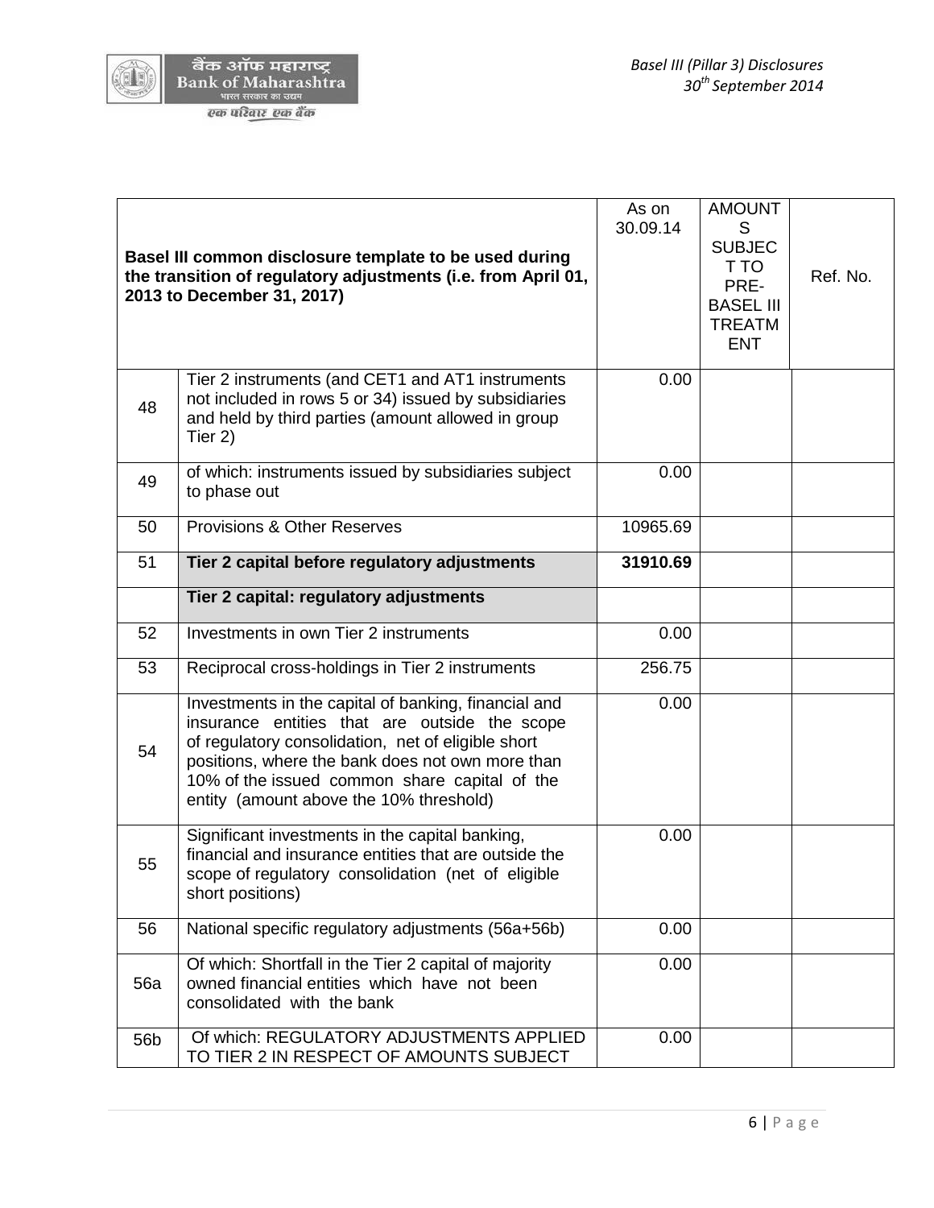| | Basel III common disclosure template to be used during the transition of regulatory adjustments (i.e. from April 01, 2013 to December 31, 2017) | As on 30.09.14 | AMOUNTS SUBJECT TO PRE-BASEL III TREATMENT | Ref. No. |
|---|---|---|---|---|
| 48 | Tier 2 instruments (and CET1 and AT1 instruments not included in rows 5 or 34) issued by subsidiaries and held by third parties (amount allowed in group Tier 2) | 0.00 | | |
| 49 | of which: instruments issued by subsidiaries subject to phase out | 0.00 | | |
| 50 | Provisions & Other Reserves | 10965.69 | | |
| 51 | **Tier 2 capital before regulatory adjustments** | **31910.69** | | |
| | **Tier 2 capital: regulatory adjustments** | | | |
| 52 | Investments in own Tier 2 instruments | 0.00 | | |
| 53 | Reciprocal cross-holdings in Tier 2 instruments | 256.75 | | |
| 54 | Investments in the capital of banking, financial and insurance entities that are outside the scope of regulatory consolidation, net of eligible short positions, where the bank does not own more than 10% of the issued common share capital of the entity (amount above the 10% threshold) | 0.00 | | |
| 55 | Significant investments in the capital banking, financial and insurance entities that are outside the scope of regulatory consolidation (net of eligible short positions) | 0.00 | | |
| 56 | National specific regulatory adjustments (56a+56b) | 0.00 | | |
| 56a | Of which: Shortfall in the Tier 2 capital of majority owned financial entities which have not been consolidated with the bank | 0.00 | | |
| 56b | Of which: REGULATORY ADJUSTMENTS APPLIED TO TIER 2 IN RESPECT OF AMOUNTS SUBJECT | 0.00 | | |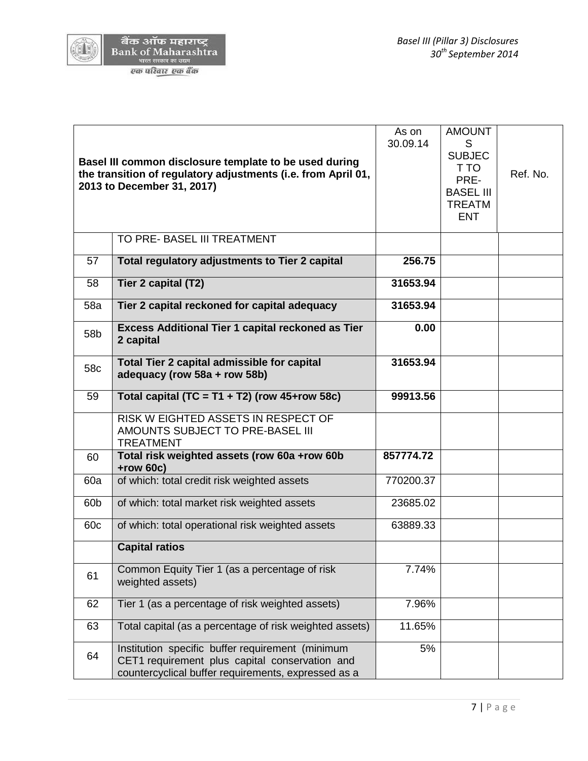| Basel III common disclosure template to be used during the transition of regulatory adjustments (i.e. from April 01, 2013 to December 31, 2017) | | As on 30.09.14 | AMOUNTS SUBJECT TO PRE-BASEL III TREATMENT | Ref. No. |
|---|---|---|---|---|
| | TO PRE- BASEL III TREATMENT | | | |
| 57 | **Total regulatory adjustments to Tier 2 capital** | **256.75** | | |
| 58 | **Tier 2 capital (T2)** | **31653.94** | | |
| 58a | **Tier 2 capital reckoned for capital adequacy** | **31653.94** | | |
| 58b | **Excess Additional Tier 1 capital reckoned as Tier 2 capital** | **0.00** | | |
| 58c | **Total Tier 2 capital admissible for capital adequacy (row 58a + row 58b)** | **31653.94** | | |
| 59 | **Total capital (TC = T1 + T2) (row 45+row 58c)** | **99913.56** | | |
| | RISK W EIGHTED ASSETS IN RESPECT OF AMOUNTS SUBJECT TO PRE-BASEL III TREATMENT | | | |
| 60 | **Total risk weighted assets (row 60a +row 60b +row 60c)** | **857774.72** | | |
| 60a | of which: total credit risk weighted assets | 770200.37 | | |
| 60b | of which: total market risk weighted assets | 23685.02 | | |
| 60c | of which: total operational risk weighted assets | 63889.33 | | |
| | **Capital ratios** | | | |
| 61 | Common Equity Tier 1 (as a percentage of risk weighted assets) | 7.74% | | |
| 62 | Tier 1 (as a percentage of risk weighted assets) | 7.96% | | |
| 63 | Total capital (as a percentage of risk weighted assets) | 11.65% | | |
| 64 | Institution specific buffer requirement (minimum CET1 requirement plus capital conservation and countercyclical buffer requirements, expressed as a | 5% | | |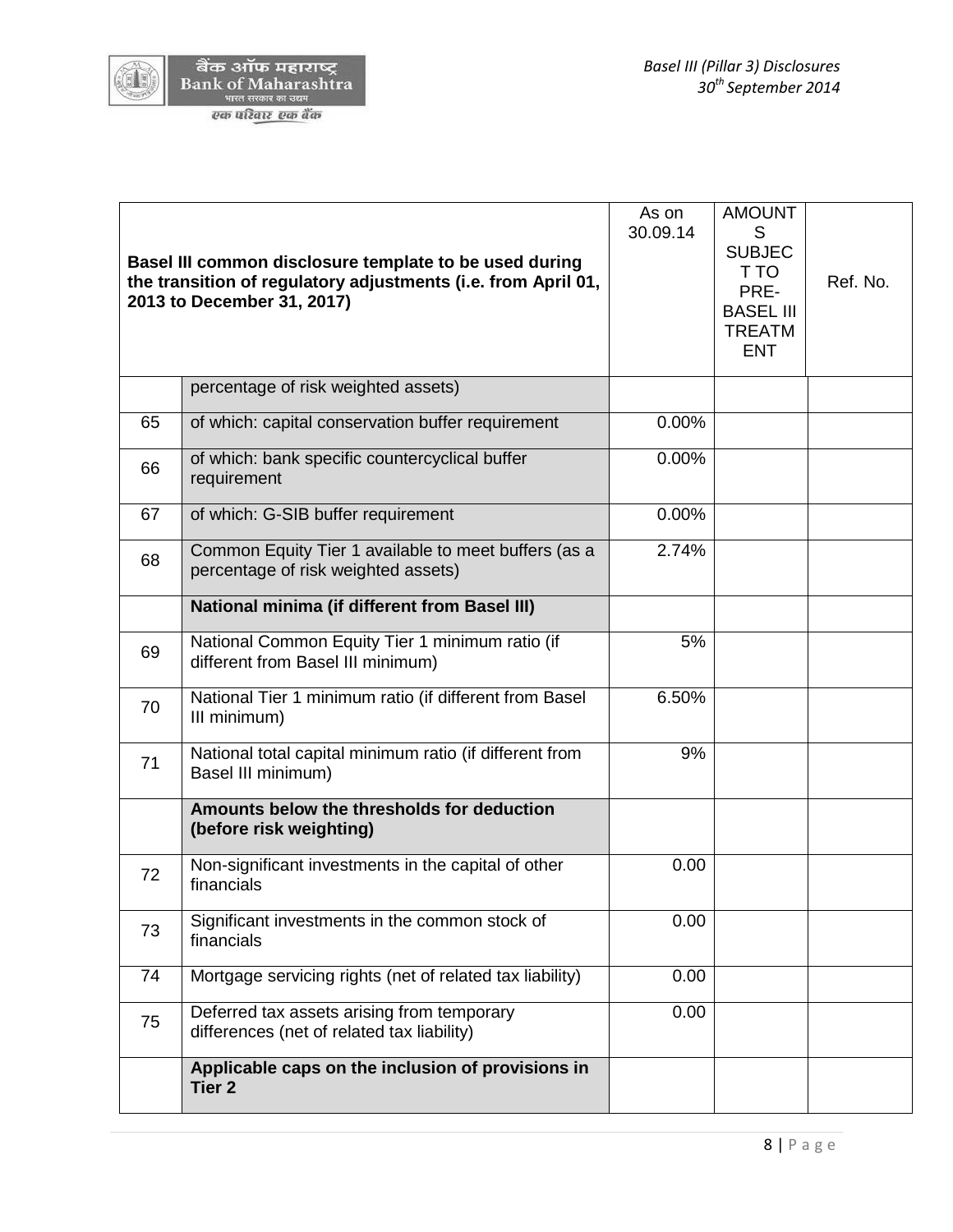| | Basel III common disclosure template to be used during the transition of regulatory adjustments (i.e. from April 01, 2013 to December 31, 2017) | As on 30.09.14 | AMOUNTS SUBJECT TO PRE-BASEL III TREATMENT | Ref. No. |
|---|---|---|---|---|
| | percentage of risk weighted assets) | | | |
| 65 | of which: capital conservation buffer requirement | 0.00% | | |
| 66 | of which: bank specific countercyclical buffer requirement | 0.00% | | |
| 67 | of which: G-SIB buffer requirement | 0.00% | | |
| 68 | Common Equity Tier 1 available to meet buffers (as a percentage of risk weighted assets) | 2.74% | | |
| | **National minima (if different from Basel III)** | | | |
| 69 | National Common Equity Tier 1 minimum ratio (if different from Basel III minimum) | 5% | | |
| 70 | National Tier 1 minimum ratio (if different from Basel III minimum) | 6.50% | | |
| 71 | National total capital minimum ratio (if different from Basel III minimum) | 9% | | |
| | **Amounts below the thresholds for deduction (before risk weighting)** | | | |
| 72 | Non-significant investments in the capital of other financials | 0.00 | | |
| 73 | Significant investments in the common stock of financials | 0.00 | | |
| 74 | Mortgage servicing rights (net of related tax liability) | 0.00 | | |
| 75 | Deferred tax assets arising from temporary differences (net of related tax liability) | 0.00 | | |
| | **Applicable caps on the inclusion of provisions in Tier 2** | | | |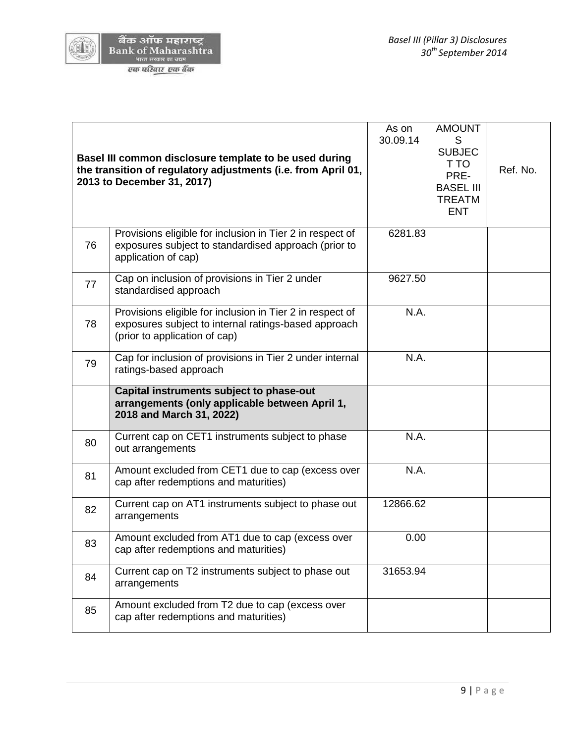| Basel III common disclosure template to be used during the transition of regulatory adjustments (i.e. from April 01, 2013 to December 31, 2017) | | As on 30.09.14 | AMOUNTS SUBJECT TO PRE-BASEL III TREATMENT | Ref. No. |
|---|---|---|---|---|
| 76 | Provisions eligible for inclusion in Tier 2 in respect of exposures subject to standardised approach (prior to application of cap) | 6281.83 | | |
| 77 | Cap on inclusion of provisions in Tier 2 under standardised approach | 9627.50 | | |
| 78 | Provisions eligible for inclusion in Tier 2 in respect of exposures subject to internal ratings-based approach (prior to application of cap) | N.A. | | |
| 79 | Cap for inclusion of provisions in Tier 2 under internal ratings-based approach | N.A. | | |
| | **Capital instruments subject to phase-out arrangements (only applicable between April 1, 2018 and March 31, 2022)** | | | |
| 80 | Current cap on CET1 instruments subject to phase out arrangements | N.A. | | |
| 81 | Amount excluded from CET1 due to cap (excess over cap after redemptions and maturities) | N.A. | | |
| 82 | Current cap on AT1 instruments subject to phase out arrangements | 12866.62 | | |
| 83 | Amount excluded from AT1 due to cap (excess over cap after redemptions and maturities) | 0.00 | | |
| 84 | Current cap on T2 instruments subject to phase out arrangements | 31653.94 | | |
| 85 | Amount excluded from T2 due to cap (excess over cap after redemptions and maturities) | | | |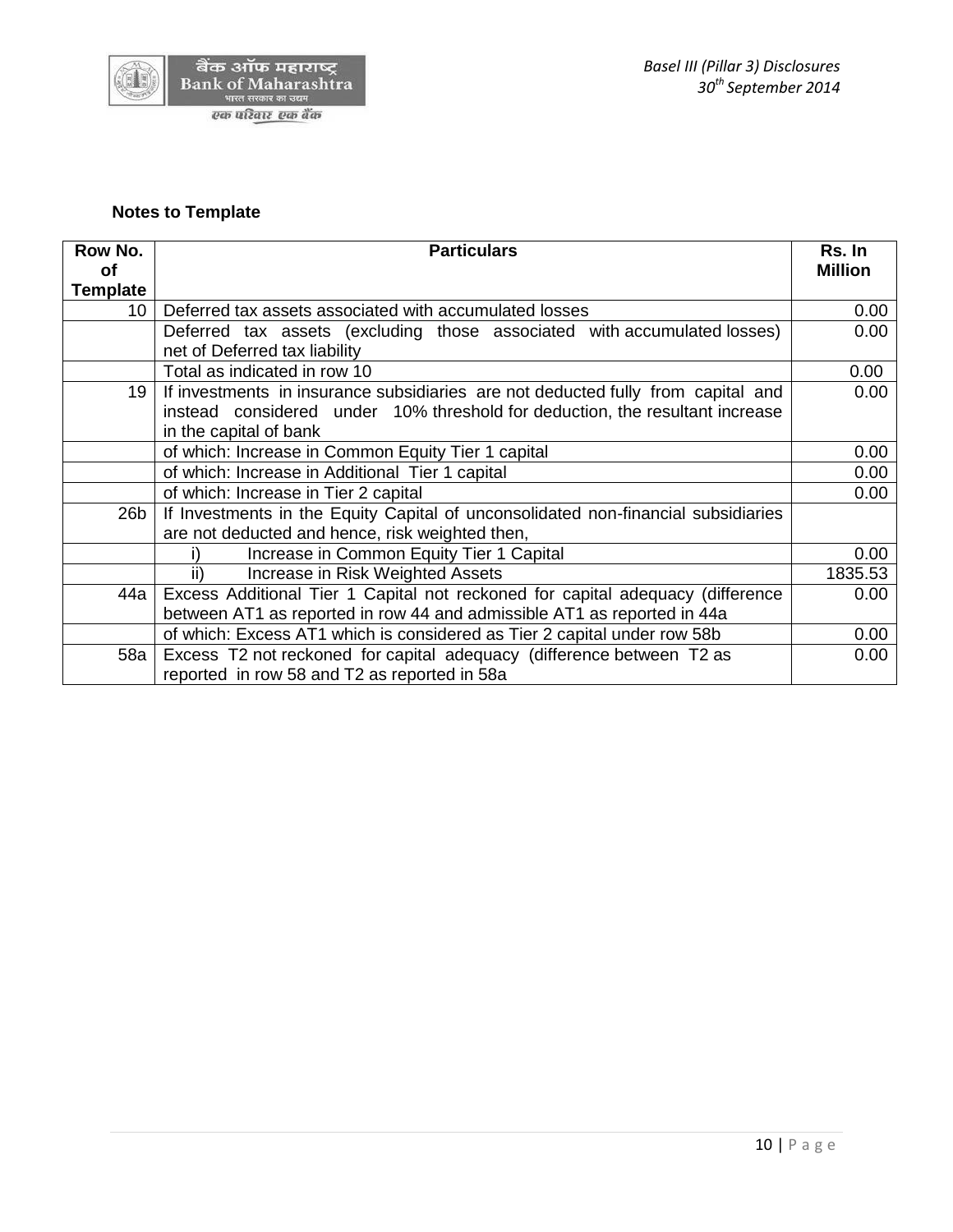**Notes to Template**

| Row No. of Template | Particulars | Rs. In Million |
|---|---|---|
| 10 | Deferred tax assets associated with accumulated losses | 0.00 |
| | Deferred tax assets (excluding those associated with accumulated losses) net of Deferred tax liability | 0.00 |
| | Total as indicated in row 10 | 0.00 |
| 19 | If investments in insurance subsidiaries are not deducted fully from capital and instead considered under 10% threshold for deduction, the resultant increase in the capital of bank | 0.00 |
| | of which: Increase in Common Equity Tier 1 capital | 0.00 |
| | of which: Increase in Additional Tier 1 capital | 0.00 |
| | of which: Increase in Tier 2 capital | 0.00 |
| 26b | If Investments in the Equity Capital of unconsolidated non-financial subsidiaries are not deducted and hence, risk weighted then, | |
| | i) Increase in Common Equity Tier 1 Capital | 0.00 |
| | ii) Increase in Risk Weighted Assets | 1835.53 |
| 44a | Excess Additional Tier 1 Capital not reckoned for capital adequacy (difference between AT1 as reported in row 44 and admissible AT1 as reported in 44a | 0.00 |
| | of which: Excess AT1 which is considered as Tier 2 capital under row 58b | 0.00 |
| 58a | Excess T2 not reckoned for capital adequacy (difference between T2 as reported in row 58 and T2 as reported in 58a | 0.00 |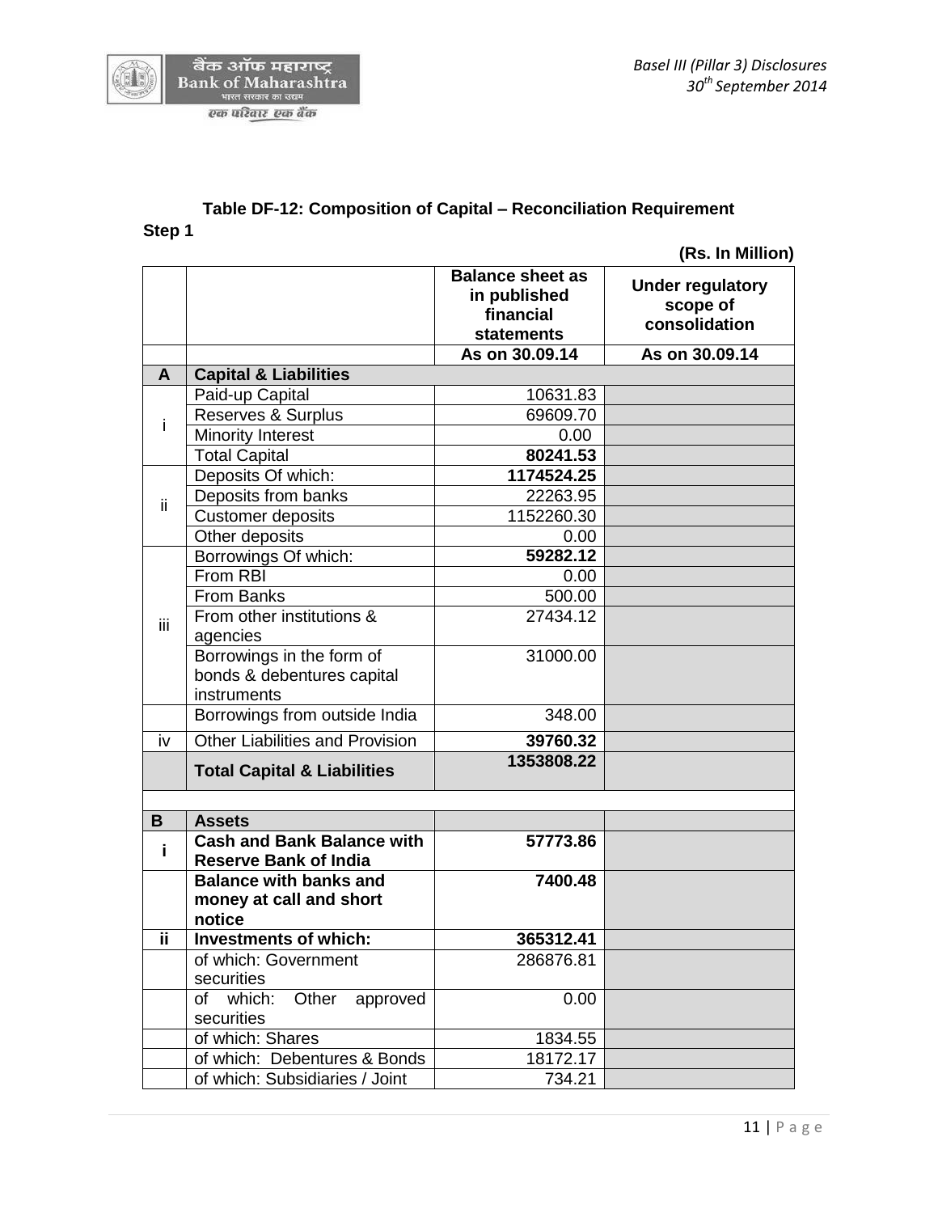### Table DF-12: Composition of Capital – Reconciliation Requirement

**Step 1**

**(Rs. In Million)**

| | | Balance sheet as in published financial statements | Under regulatory scope of consolidation |
|---|---|---|---|
| | | **As on 30.09.14** | **As on 30.09.14** |
| **A** | **Capital & Liabilities** | | |
| i | Paid-up Capital | 10631.83 | |
| | Reserves & Surplus | 69609.70 | |
| | Minority Interest | 0.00 | |
| | Total Capital | **80241.53** | |
| ii | Deposits Of which: | **1174524.25** | |
| | Deposits from banks | 22263.95 | |
| | Customer deposits | 1152260.30 | |
| | Other deposits | 0.00 | |
| iii | Borrowings Of which: | **59282.12** | |
| | From RBI | 0.00 | |
| | From Banks | 500.00 | |
| | From other institutions & agencies | 27434.12 | |
| | Borrowings in the form of bonds & debentures capital instruments | 31000.00 | |
| | Borrowings from outside India | 348.00 | |
| iv | Other Liabilities and Provision | **39760.32** | |
| | **Total Capital & Liabilities** | **1353808.22** | |
| | | | |
| **B** | **Assets** | | |
| **i** | **Cash and Bank Balance with Reserve Bank of India** | **57773.86** | |
| | **Balance with banks and money at call and short notice** | **7400.48** | |
| **ii** | **Investments of which:** | **365312.41** | |
| | of which: Government securities | 286876.81 | |
| | of which: Other approved securities | 0.00 | |
| | of which: Shares | 1834.55 | |
| | of which: Debentures & Bonds | 18172.17 | |
| | of which: Subsidiaries / Joint | 734.21 | |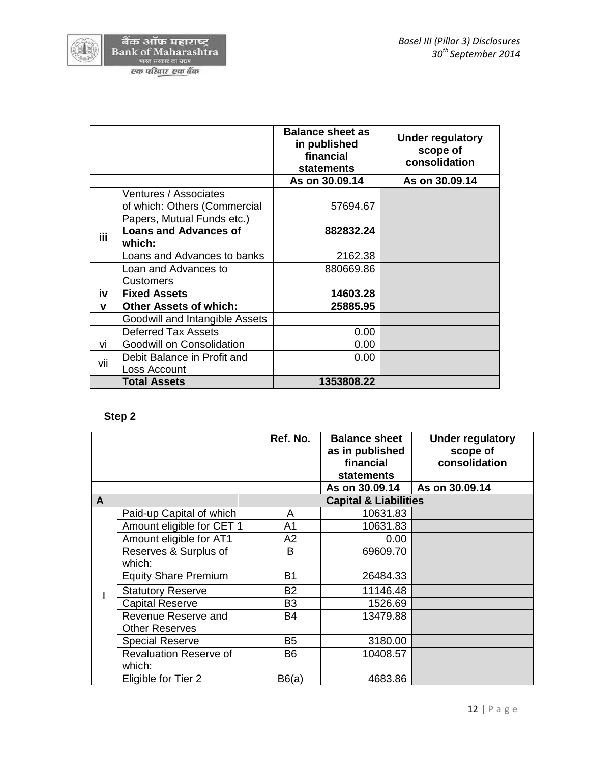|  |  | Balance sheet as in published financial statements | Under regulatory scope of consolidation |
|---|---|---|---|
|  |  | As on 30.09.14 | As on 30.09.14 |
|  | Ventures / Associates |  |  |
|  | of which: Others (Commercial Papers, Mutual Funds etc.) | 57694.67 |  |
| **iii** | **Loans and Advances of which:** | **882832.24** |  |
|  | Loans and Advances to banks | 2162.38 |  |
|  | Loan and Advances to Customers | 880669.86 |  |
| **iv** | **Fixed Assets** | **14603.28** |  |
| **v** | **Other Assets of which:** | **25885.95** |  |
|  | Goodwill and Intangible Assets |  |  |
|  | Deferred Tax Assets | 0.00 |  |
| vi | Goodwill on Consolidation | 0.00 |  |
| vii | Debit Balance in Profit and Loss Account | 0.00 |  |
|  | **Total Assets** | **1353808.22** |  |

**Step 2**

|  |  | Ref. No. | Balance sheet as in published financial statements | Under regulatory scope of consolidation |
|---|---|---|---|---|
|  |  |  | As on 30.09.14 | As on 30.09.14 |
| **A** | **Capital & Liabilities** |  |  |  |
| I | Paid-up Capital of which | A | 10631.83 |  |
|  | Amount eligible for CET 1 | A1 | 10631.83 |  |
|  | Amount eligible for AT1 | A2 | 0.00 |  |
|  | Reserves & Surplus of which: | B | 69609.70 |  |
|  | Equity Share Premium | B1 | 26484.33 |  |
|  | Statutory Reserve | B2 | 11146.48 |  |
|  | Capital Reserve | B3 | 1526.69 |  |
|  | Revenue Reserve and Other Reserves | B4 | 13479.88 |  |
|  | Special Reserve | B5 | 3180.00 |  |
|  | Revaluation Reserve of which: | B6 | 10408.57 |  |
|  | Eligible for Tier 2 | B6(a) | 4683.86 |  |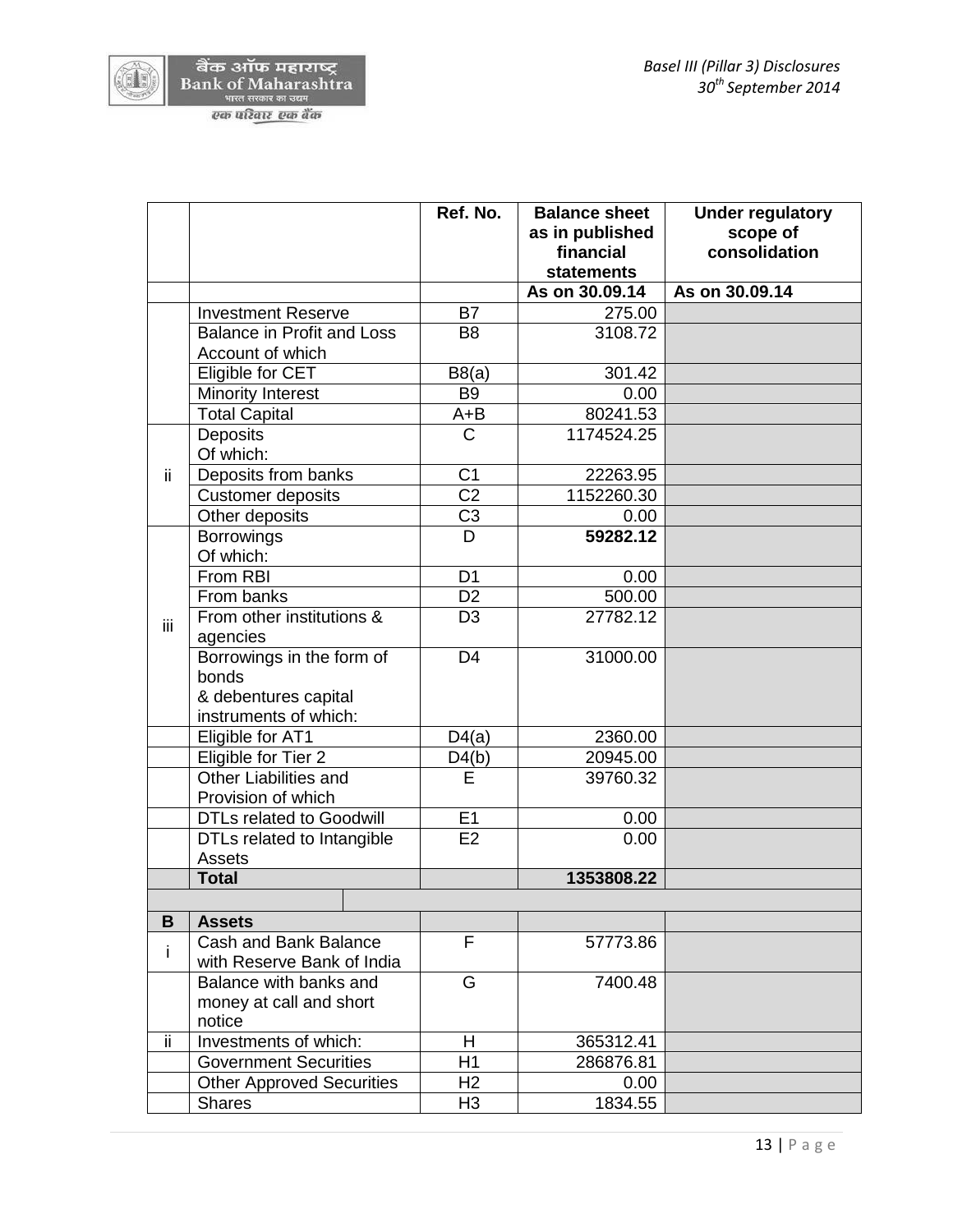| | | Ref. No. | Balance sheet as in published financial statements | Under regulatory scope of consolidation |
|---|---|---|---|---|
| | | | As on 30.09.14 | As on 30.09.14 |
| | Investment Reserve | B7 | 275.00 | |
| | Balance in Profit and Loss Account of which | B8 | 3108.72 | |
| | Eligible for CET | B8(a) | 301.42 | |
| | Minority Interest | B9 | 0.00 | |
| | Total Capital | A+B | 80241.53 | |
| ii | Deposits Of which: | C | 1174524.25 | |
| | Deposits from banks | C1 | 22263.95 | |
| | Customer deposits | C2 | 1152260.30 | |
| | Other deposits | C3 | 0.00 | |
| iii | Borrowings Of which: | D | **59282.12** | |
| | From RBI | D1 | 0.00 | |
| | From banks | D2 | 500.00 | |
| | From other institutions & agencies | D3 | 27782.12 | |
| | Borrowings in the form of bonds & debentures capital instruments of which: | D4 | 31000.00 | |
| | Eligible for AT1 | D4(a) | 2360.00 | |
| | Eligible for Tier 2 | D4(b) | 20945.00 | |
| | Other Liabilities and Provision of which | E | 39760.32 | |
| | DTLs related to Goodwill | E1 | 0.00 | |
| | DTLs related to Intangible Assets | E2 | 0.00 | |
| | **Total** | | **1353808.22** | |
| | | | | |
| **B** | **Assets** | | | |
| i | Cash and Bank Balance with Reserve Bank of India | F | 57773.86 | |
| | Balance with banks and money at call and short notice | G | 7400.48 | |
| ii | Investments of which: | H | 365312.41 | |
| | Government Securities | H1 | 286876.81 | |
| | Other Approved Securities | H2 | 0.00 | |
| | Shares | H3 | 1834.55 | |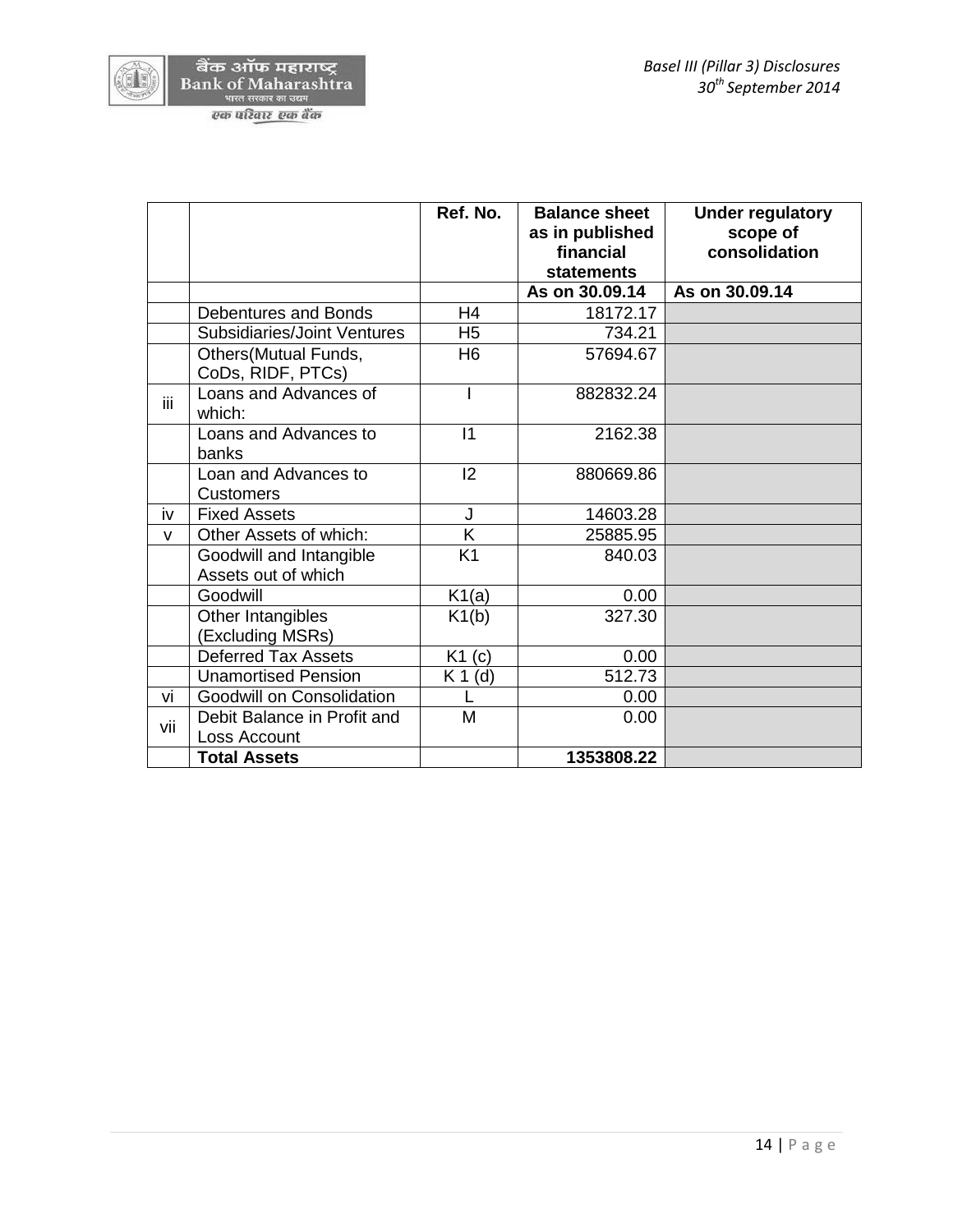|  |  | Ref. No. | Balance sheet as in published financial statements | Under regulatory scope of consolidation |
|---|---|---|---|---|
|  |  |  | As on 30.09.14 | As on 30.09.14 |
|  | Debentures and Bonds | H4 | 18172.17 |  |
|  | Subsidiaries/Joint Ventures | H5 | 734.21 |  |
|  | Others(Mutual Funds, CoDs, RIDF, PTCs) | H6 | 57694.67 |  |
| iii | Loans and Advances of which: | I | 882832.24 |  |
|  | Loans and Advances to banks | I1 | 2162.38 |  |
|  | Loan and Advances to Customers | I2 | 880669.86 |  |
| iv | Fixed Assets | J | 14603.28 |  |
| v | Other Assets of which: | K | 25885.95 |  |
|  | Goodwill and Intangible Assets out of which | K1 | 840.03 |  |
|  | Goodwill | K1(a) | 0.00 |  |
|  | Other Intangibles (Excluding MSRs) | K1(b) | 327.30 |  |
|  | Deferred Tax Assets | K1 (c) | 0.00 |  |
|  | Unamortised Pension | K 1 (d) | 512.73 |  |
| vi | Goodwill on Consolidation | L | 0.00 |  |
| vii | Debit Balance in Profit and Loss Account | M | 0.00 |  |
|  | **Total Assets** |  | **1353808.22** |  |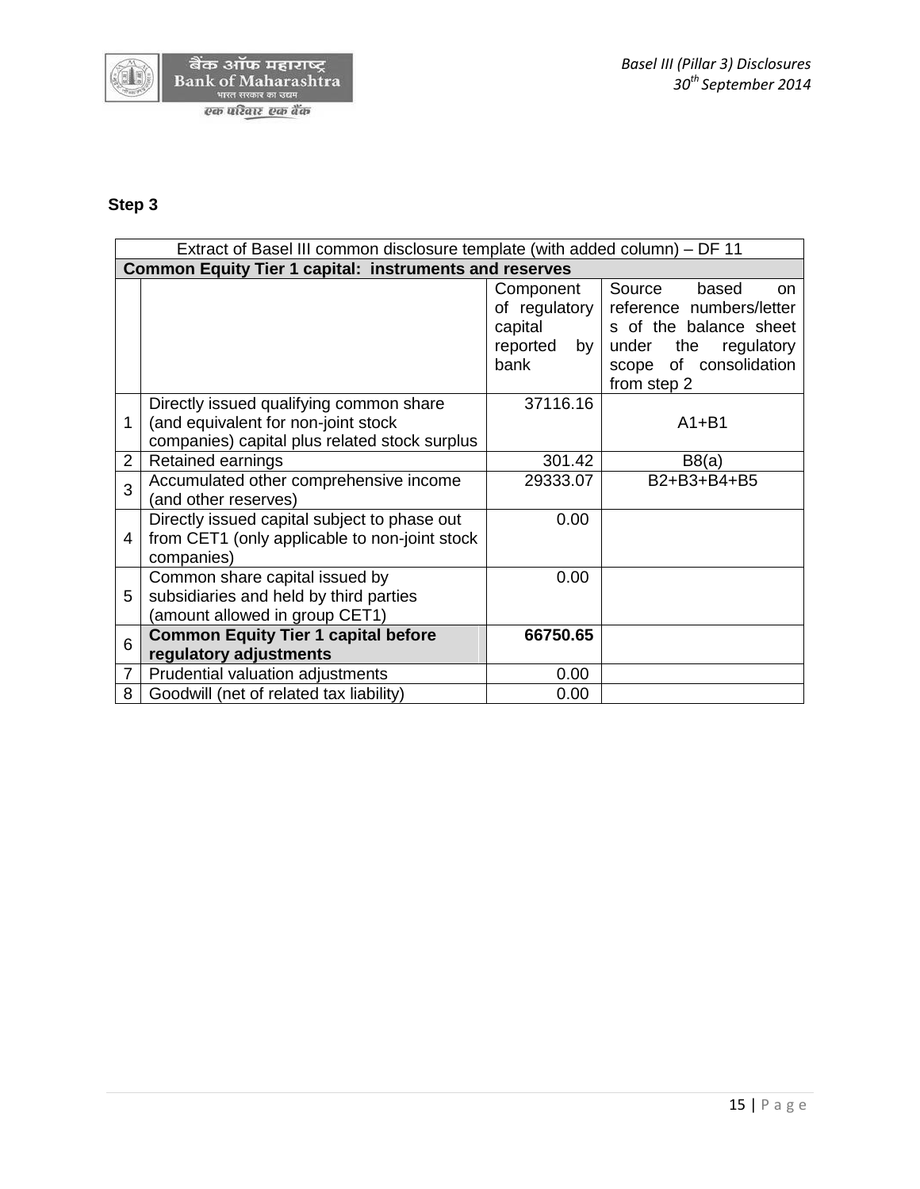## Step 3

| Extract of Basel III common disclosure template (with added column) – DF 11 | | | |
|---|---|---|---|
| **Common Equity Tier 1 capital: instruments and reserves** | | | |
| | | Component of regulatory capital reported by bank | Source based on reference numbers/letters of the balance sheet under the regulatory scope of consolidation from step 2 |
| 1 | Directly issued qualifying common share (and equivalent for non-joint stock companies) capital plus related stock surplus | 37116.16 | A1+B1 |
| 2 | Retained earnings | 301.42 | B8(a) |
| 3 | Accumulated other comprehensive income (and other reserves) | 29333.07 | B2+B3+B4+B5 |
| 4 | Directly issued capital subject to phase out from CET1 (only applicable to non-joint stock companies) | 0.00 | |
| 5 | Common share capital issued by subsidiaries and held by third parties (amount allowed in group CET1) | 0.00 | |
| 6 | **Common Equity Tier 1 capital before regulatory adjustments** | **66750.65** | |
| 7 | Prudential valuation adjustments | 0.00 | |
| 8 | Goodwill (net of related tax liability) | 0.00 | |